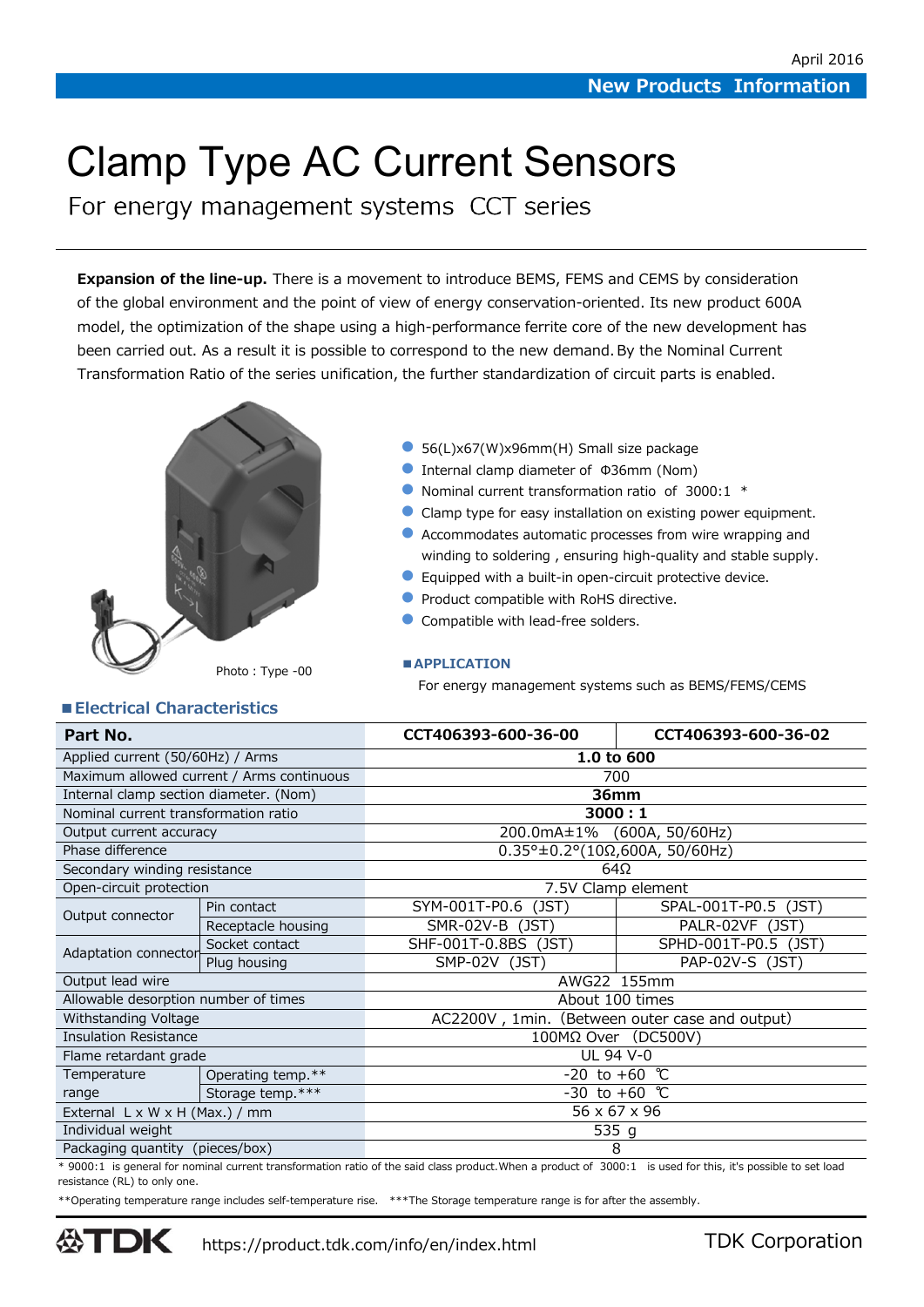April 2016

**New Products Information**

# Clamp Type AC Current Sensors

## For energy management systems CCT series

**Expansion of the line-up.** There is a movement to introduce BEMS, FEMS and CEMS by consideration of the global environment and the point of view of energy conservation-oriented. Its new product 600A model, the optimization of the shape using a high-performance ferrite core of the new development has been carried out. As a result it is possible to correspond to the new demand. By the Nominal Current Transformation Ratio of the series unification, the further standardization of circuit parts is enabled.

Photo : Type -00

- 56(L)x67(W)x96mm(H) Small size package
- Internal clamp diameter of Φ36mm (Nom)
- Nominal current transformation ratio of 3000:1 *
- Clamp type for easy installation on existing power equipment.
- Accommodates automatic processes from wire wrapping and winding to soldering , ensuring high-quality and stable supply.
- Equipped with a built-in open-circuit protective device.
- Product compatible with RoHS directive.
- Compatible with lead-free solders.

### ■APPLICATION

For energy management systems such as BEMS/FEMS/CEMS

### ■Electrical Characteristics

| Part No. | | CCT406393-600-36-00 | CCT406393-600-36-02 |
|---|---|---|---|
| Applied current (50/60Hz) / Arms | | **1.0 to 600** | |
| Maximum allowed current / Arms continuous | | 700 | |
| Internal clamp section diameter. (Nom) | | **36mm** | |
| Nominal current transformation ratio | | **3000 : 1** | |
| Output current accuracy | | 200.0mA±1% (600A, 50/60Hz) | |
| Phase difference | | 0.35°±0.2°(10Ω,600A, 50/60Hz) | |
| Secondary winding resistance | | 64Ω | |
| Open-circuit protection | | 7.5V Clamp element | |
| Output connector | Pin contact | SYM-001T-P0.6 (JST) | SPAL-001T-P0.5 (JST) |
| | Receptacle housing | SMR-02V-B (JST) | PALR-02VF (JST) |
| Adaptation connector | Socket contact | SHF-001T-0.8BS (JST) | SPHD-001T-P0.5 (JST) |
| | Plug housing | SMP-02V (JST) | PAP-02V-S (JST) |
| Output lead wire | | AWG22 155mm | |
| Allowable desorption number of times | | About 100 times | |
| Withstanding Voltage | | AC2200V , 1min. (Between outer case and output) | |
| Insulation Resistance | | 100MΩ Over (DC500V) | |
| Flame retardant grade | | UL 94 V-0 | |
| Temperature range | Operating temp.** | -20 to +60 ℃ | |
| | Storage temp.*** | -30 to +60 ℃ | |
| External L x W x H (Max.) / mm | | 56 x 67 x 96 | |
| Individual weight | | 535 g | |
| Packaging quantity (pieces/box) | | 8 | |

* 9000:1 is general for nominal current transformation ratio of the said class product.When a product of 3000:1 is used for this, it's possible to set load resistance (RL) to only one.

**Operating temperature range includes self-temperature rise. ***The Storage temperature range is for after the assembly.

TDK https://product.tdk.com/info/en/index.html TDK Corporation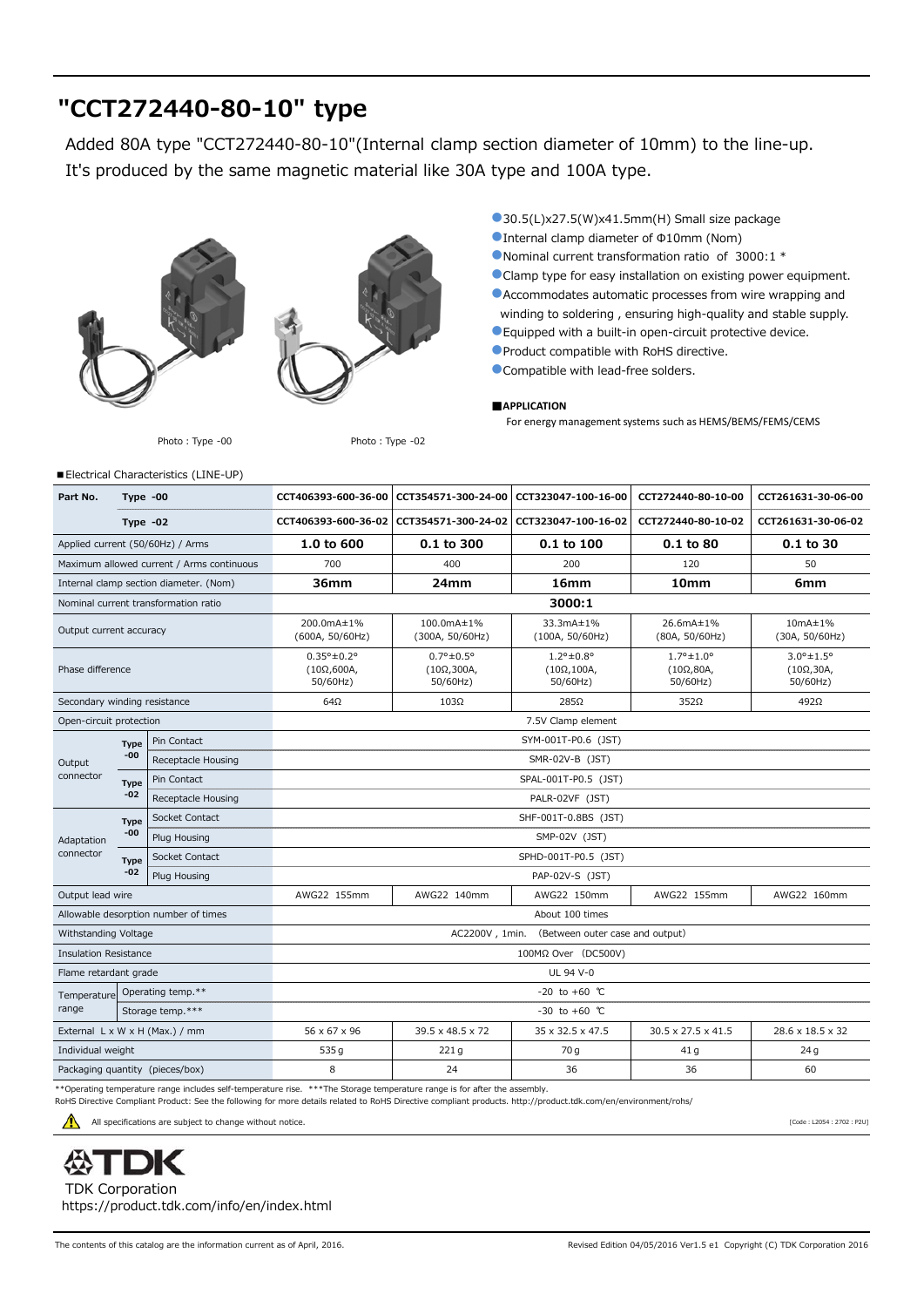# "CCT272440-80-10" type

Added 80A type "CCT272440-80-10"(Internal clamp section diameter of 10mm) to the line-up.
It's produced by the same magnetic material like 30A type and 100A type.

Photo : Type -00

Photo : Type -02

- 30.5(L)x27.5(W)x41.5mm(H) Small size package
- Internal clamp diameter of Φ10mm (Nom)
- Nominal current transformation ratio of 3000:1 *
- Clamp type for easy installation on existing power equipment.
- Accommodates automatic processes from wire wrapping and winding to soldering , ensuring high-quality and stable supply.
- Equipped with a built-in open-circuit protective device.
- Product compatible with RoHS directive.
- Compatible with lead-free solders.

■**APPLICATION**

For energy management systems such as HEMS/BEMS/FEMS/CEMS

■Electrical Characteristics (LINE-UP)

| Part No. | | | CCT406393-600-36-00 | CCT354571-300-24-00 | CCT323047-100-16-00 | CCT272440-80-10-00 | CCT261631-30-06-00 |
|---|---|---|---|---|---|---|---|
| | Type -02 | | CCT406393-600-36-02 | CCT354571-300-24-02 | CCT323047-100-16-02 | CCT272440-80-10-02 | CCT261631-30-06-02 |
| Applied current (50/60Hz) / Arms | | | **1.0 to 600** | **0.1 to 300** | **0.1 to 100** | **0.1 to 80** | **0.1 to 30** |
| Maximum allowed current / Arms continuous | | | 700 | 400 | 200 | 120 | 50 |
| Internal clamp section diameter. (Nom) | | | **36mm** | **24mm** | **16mm** | **10mm** | **6mm** |
| Nominal current transformation ratio | | | **3000:1** | | | | |
| Output current accuracy | | | 200.0mA±1% (600A, 50/60Hz) | 100.0mA±1% (300A, 50/60Hz) | 33.3mA±1% (100A, 50/60Hz) | 26.6mA±1% (80A, 50/60Hz) | 10mA±1% (30A, 50/60Hz) |
| Phase difference | | | 0.35°±0.2° (10Ω,600A, 50/60Hz) | 0.7°±0.5° (10Ω,300A, 50/60Hz) | 1.2°±0.8° (10Ω,100A, 50/60Hz) | 1.7°±1.0° (10Ω,80A, 50/60Hz) | 3.0°±1.5° (10Ω,30A, 50/60Hz) |
| Secondary winding resistance | | | 64Ω | 103Ω | 285Ω | 352Ω | 492Ω |
| Open-circuit protection | | | 7.5V Clamp element | | | | |
| Output connector | Type -00 | Pin Contact | SYM-001T-P0.6 (JST) | | | | |
| | | Receptacle Housing | SMR-02V-B (JST) | | | | |
| | Type -02 | Pin Contact | SPAL-001T-P0.5 (JST) | | | | |
| | | Receptacle Housing | PALR-02VF (JST) | | | | |
| Adaptation connector | Type -00 | Socket Contact | SHF-001T-0.8BS (JST) | | | | |
| | | Plug Housing | SMP-02V (JST) | | | | |
| | Type -02 | Socket Contact | SPHD-001T-P0.5 (JST) | | | | |
| | | Plug Housing | PAP-02V-S (JST) | | | | |
| Output lead wire | | | AWG22 155mm | AWG22 140mm | AWG22 150mm | AWG22 155mm | AWG22 160mm |
| Allowable desorption number of times | | | About 100 times | | | | |
| Withstanding Voltage | | | AC2200V , 1min. (Between outer case and output) | | | | |
| Insulation Resistance | | | 100MΩ Over (DC500V) | | | | |
| Flame retardant grade | | | UL 94 V-0 | | | | |
| Temperature range | Operating temp.** | | -20 to +60 ℃ | | | | |
| | Storage temp.*** | | -30 to +60 ℃ | | | | |
| External L x W x H (Max.) / mm | | | 56 x 67 x 96 | 39.5 x 48.5 x 72 | 35 x 32.5 x 47.5 | 30.5 x 27.5 x 41.5 | 28.6 x 18.5 x 32 |
| Individual weight | | | 535 g | 221 g | 70 g | 41 g | 24 g |
| Packaging quantity (pieces/box) | | | 8 | 24 | 36 | 36 | 60 |

**Operating temperature range includes self-temperature rise. ***The Storage temperature range is for after the assembly.
RoHS Directive Compliant Product: See the following for more details related to RoHS Directive compliant products. http://product.tdk.com/en/environment/rohs/

All specifications are subject to change without notice.

[Code : L2054 : 2702 : P2U]

TDK Corporation
https://product.tdk.com/info/en/index.html

The contents of this catalog are the information current as of April, 2016.

Revised Edition 04/05/2016 Ver1.5 e1 Copyright (C) TDK Corporation 2016